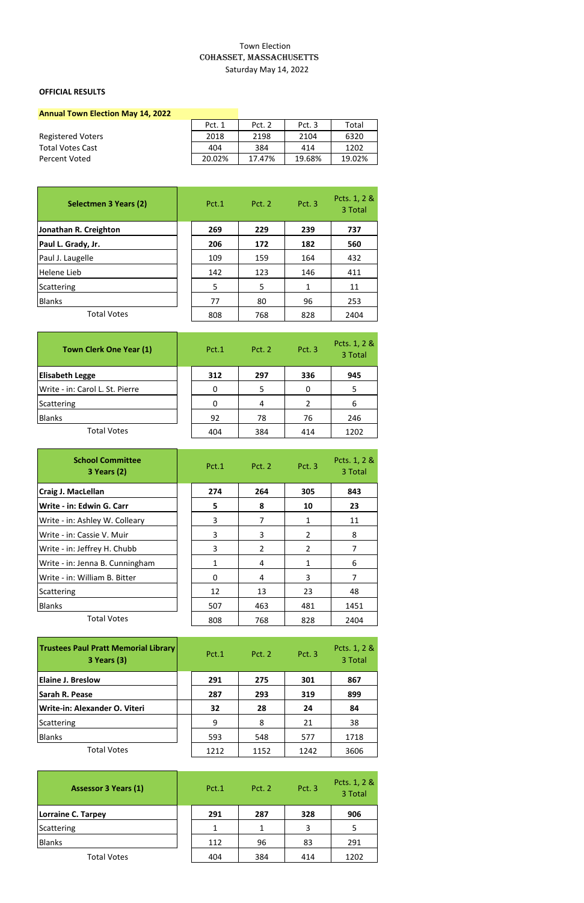Town Election

COHASSET, MASSACHUSETTS

Saturday May 14, 2022

**OFFICIAL RESULTS**

**Annual Town Election May 14, 2022**

| | Pct. 1 | Pct. 2 | Pct. 3 | Total |
|---|---|---|---|---|
| Registered Voters | 2018 | 2198 | 2104 | 6320 |
| Total Votes Cast | 404 | 384 | 414 | 1202 |
| Percent Voted | 20.02% | 17.47% | 19.68% | 19.02% |

| Selectmen 3 Years (2) | Pct.1 | Pct. 2 | Pct. 3 | Pcts. 1, 2 & 3 Total |
|---|---|---|---|---|
| **Jonathan R. Creighton** | **269** | **229** | **239** | **737** |
| **Paul L. Grady, Jr.** | **206** | **172** | **182** | **560** |
| Paul J. Laugelle | 109 | 159 | 164 | 432 |
| Helene Lieb | 142 | 123 | 146 | 411 |
| Scattering | 5 | 5 | 1 | 11 |
| Blanks | 77 | 80 | 96 | 253 |
| Total Votes | 808 | 768 | 828 | 2404 |

| Town Clerk One Year (1) | Pct.1 | Pct. 2 | Pct. 3 | Pcts. 1, 2 & 3 Total |
|---|---|---|---|---|
| **Elisabeth Legge** | **312** | **297** | **336** | **945** |
| Write - in: Carol L. St. Pierre | 0 | 5 | 0 | 5 |
| Scattering | 0 | 4 | 2 | 6 |
| Blanks | 92 | 78 | 76 | 246 |
| Total Votes | 404 | 384 | 414 | 1202 |

| School Committee 3 Years (2) | Pct.1 | Pct. 2 | Pct. 3 | Pcts. 1, 2 & 3 Total |
|---|---|---|---|---|
| **Craig J. MacLellan** | **274** | **264** | **305** | **843** |
| **Write - in: Edwin G. Carr** | **5** | **8** | **10** | **23** |
| Write - in: Ashley W. Colleary | 3 | 7 | 1 | 11 |
| Write - in: Cassie V. Muir | 3 | 3 | 2 | 8 |
| Write - in: Jeffrey H. Chubb | 3 | 2 | 2 | 7 |
| Write - in: Jenna B. Cunningham | 1 | 4 | 1 | 6 |
| Write - in: William B. Bitter | 0 | 4 | 3 | 7 |
| Scattering | 12 | 13 | 23 | 48 |
| Blanks | 507 | 463 | 481 | 1451 |
| Total Votes | 808 | 768 | 828 | 2404 |

| Trustees Paul Pratt Memorial Library 3 Years (3) | Pct.1 | Pct. 2 | Pct. 3 | Pcts. 1, 2 & 3 Total |
|---|---|---|---|---|
| **Elaine J. Breslow** | **291** | **275** | **301** | **867** |
| **Sarah R. Pease** | **287** | **293** | **319** | **899** |
| **Write-in: Alexander O. Viteri** | **32** | **28** | **24** | **84** |
| Scattering | 9 | 8 | 21 | 38 |
| Blanks | 593 | 548 | 577 | 1718 |
| Total Votes | 1212 | 1152 | 1242 | 3606 |

| Assessor 3 Years (1) | Pct.1 | Pct. 2 | Pct. 3 | Pcts. 1, 2 & 3 Total |
|---|---|---|---|---|
| **Lorraine C. Tarpey** | **291** | **287** | **328** | **906** |
| Scattering | 1 | 1 | 3 | 5 |
| Blanks | 112 | 96 | 83 | 291 |
| Total Votes | 404 | 384 | 414 | 1202 |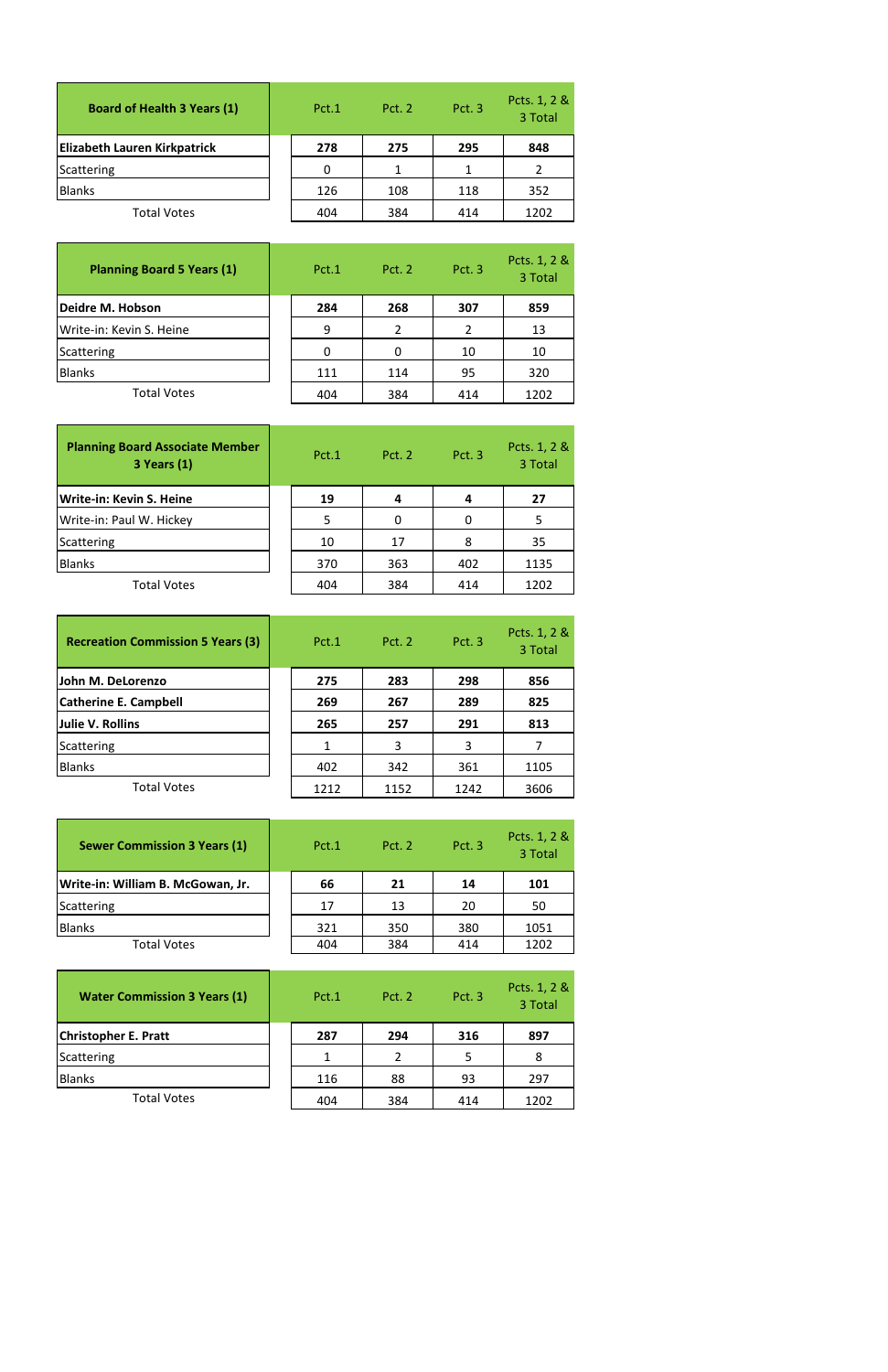| Board of Health 3 Years (1) | Pct.1 | Pct. 2 | Pct. 3 | Pcts. 1, 2 & 3 Total |
|---|---|---|---|---|
| **Elizabeth Lauren Kirkpatrick** | **278** | **275** | **295** | **848** |
| Scattering | 0 | 1 | 1 | 2 |
| Blanks | 126 | 108 | 118 | 352 |
| Total Votes | 404 | 384 | 414 | 1202 |

| Planning Board 5 Years (1) | Pct.1 | Pct. 2 | Pct. 3 | Pcts. 1, 2 & 3 Total |
|---|---|---|---|---|
| **Deidre M. Hobson** | **284** | **268** | **307** | **859** |
| Write-in: Kevin S. Heine | 9 | 2 | 2 | 13 |
| Scattering | 0 | 0 | 10 | 10 |
| Blanks | 111 | 114 | 95 | 320 |
| Total Votes | 404 | 384 | 414 | 1202 |

| Planning Board Associate Member 3 Years (1) | Pct.1 | Pct. 2 | Pct. 3 | Pcts. 1, 2 & 3 Total |
|---|---|---|---|---|
| **Write-in: Kevin S. Heine** | **19** | **4** | **4** | **27** |
| Write-in: Paul W. Hickey | 5 | 0 | 0 | 5 |
| Scattering | 10 | 17 | 8 | 35 |
| Blanks | 370 | 363 | 402 | 1135 |
| Total Votes | 404 | 384 | 414 | 1202 |

| Recreation Commission 5 Years (3) | Pct.1 | Pct. 2 | Pct. 3 | Pcts. 1, 2 & 3 Total |
|---|---|---|---|---|
| **John M. DeLorenzo** | **275** | **283** | **298** | **856** |
| **Catherine E. Campbell** | **269** | **267** | **289** | **825** |
| **Julie V. Rollins** | **265** | **257** | **291** | **813** |
| Scattering | 1 | 3 | 3 | 7 |
| Blanks | 402 | 342 | 361 | 1105 |
| Total Votes | 1212 | 1152 | 1242 | 3606 |

| Sewer Commission 3 Years (1) | Pct.1 | Pct. 2 | Pct. 3 | Pcts. 1, 2 & 3 Total |
|---|---|---|---|---|
| **Write-in: William B. McGowan, Jr.** | **66** | **21** | **14** | **101** |
| Scattering | 17 | 13 | 20 | 50 |
| Blanks | 321 | 350 | 380 | 1051 |
| Total Votes | 404 | 384 | 414 | 1202 |

| Water Commission 3 Years (1) | Pct.1 | Pct. 2 | Pct. 3 | Pcts. 1, 2 & 3 Total |
|---|---|---|---|---|
| **Christopher E. Pratt** | **287** | **294** | **316** | **897** |
| Scattering | 1 | 2 | 5 | 8 |
| Blanks | 116 | 88 | 93 | 297 |
| Total Votes | 404 | 384 | 414 | 1202 |